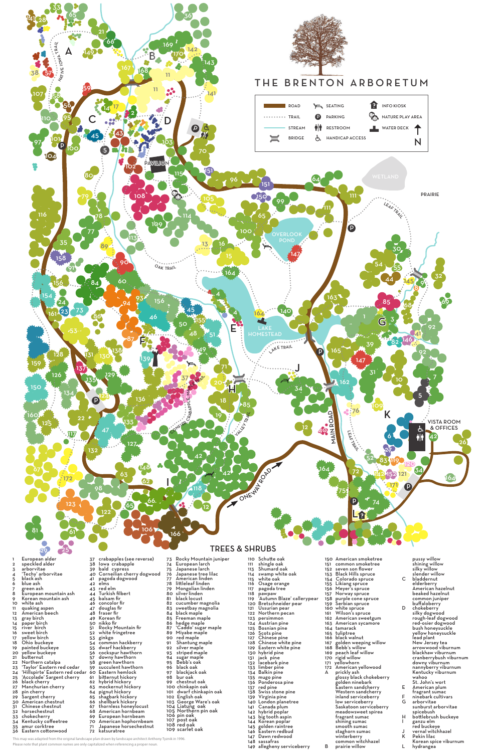# THE BRENTON ARBORETUM

- ROAD
- TRAIL
- STREAM
- BRIDGE
- SEATING
- PARKING
- RESTROOM
- HANDICAP ACCESS
- INFO KIOSK
- NATURE PLAY AREA
- WATER DECK
- N

NATIVE IOWA TRAIL · OAK TRAIL · LEAF TRAIL · LAKE TRAIL · CONIFER CRABAPPLE MAPLE TRAIL · VALLEY TRAIL · ONE WAY ROAD · MAIN ROAD · PAVILION · OVERLOOK POND · LAKE HOMESTEAD · WETLAND · PRAIRIE · VISTA ROOM & OFFICES

## TREES & SHRUBS

1. European alder
2. speckled alder
3. arborvitae
4. 'Techy' arborvitae
5. black ash
6. blue ash
7. green ash
8. European mountain ash
9. Korean mountain ash
10. white ash
11. quaking aspen
12. American beech
13. gray birch
14. paper birch
15. river birch
16. sweet birch
17. yellow birch
18. Ohio buckeye
19. painted buckeye
20. yellow buckeye
21. butternut
22. Northern catalpa
23. 'Taylor' Eastern red cedar
24. 'Hillspire' Eastern red cedar
25. 'Accolade' Sargent cherry
26. black cherry
27. Manchurian cherry
28. pin cherry
29. Sargent cherry
30. American chestnut
31. Chinese chestnut
32. horsechestnut
33. chokecherry
34. Kentucky coffeetree
35. amur corktree
36. Eastern cottonwood
37. crabapples (see reverse)
38. Iowa crabapple
39. bald cypress
40. Cornelian cherry dogwood
41. pagoda dogwood
42. elms
43. red elm
44. Turkish filbert
45. balsam fir
46. concolor fir
47. douglas fir
48. fraser fir
49. Korean fir
50. nikko fir
51. Rocky Mountain fir
52. white fringetree
53. ginkgo
54. common hackberry
55. dwarf hackberry
56. cockspur hawthorn
57. downy hawthorn
58. green hawthorn
59. succulent hawthorn
60. Eastern hemlock
61. bitternut hickory
62. hybrid hickory
63. mockernut hickory
64. pignut hickory
65. shagbark hickory
66. shellbark hickory
67. thornless honeylocust
68. American hornbeam
69. European hornbeam
70. American hophornbeam
71. Japanese horsechestnut
72. katsuratree
73. Rocky Mountain juniper
74. European larch
75. Japanese larch
76. Japanese tree lilac
77. American linden
78. littleleaf linden
79. Mongolian linden
80. silver linden
81. black locust
82. cucumber magnolia
83. sweetbay magnolia
84. black maple
85. Freeman maple
86. hedge maple
87. 'Caddo' sugar maple
89. Miyabe maple
90. red maple
91. Shantung maple
92. silver maple
93. striped maple
94. sugar maple
95. Bebb's oak
96. black oak
97. blackjack oak
98. bur oak
99. chestnut oak
100. chinkapin oak
101. dwarf chinkapin oak
102. English oak
103. George Ware's oak
104. Liatung oak
105. Northern pin oak
106. pin oak
107. post oak
108. red oak
109. scarlet oak
110. Schutte oak
111. shingle oak
113. Shumard oak
114. swamp white oak
115. white oak
116. Osage orange
117. pagoda tree
118. pawpaw
119. 'Autumn Blaze' callerypear
120. Bretschneider pear
121. Ussurian pear
122. Northern pecan
123. persimmon
124. Austrian pine
125. Bosnian pine
126. Scots pine
127. Chinese pine
128. Chinese white pine
129. Eastern white pine
130. hybrid pine
131. jack pine
132. lacebark pine
133. limber pine
134. Balkin pine
135. mugo pine
136. Ponderosa pine
137. red pine
138. Swiss stone pine
139. Virginia pine
140. London planetree
141. Canada plum
142. hybrid poplar
143. big tooth aspin
144. Korean poplar
145. golden raintree
146. Eastern redbud
147. Dawn redwood
148. sassafras
149. allegheny serviceberry
150. American smoketree
151. common smoketree
152. seven son flower
153. Black Hills spruce
154. Colorado spruce
155. Likiang spruce
156. Meyer's spruce
157. Norway spruce
158. purple cone spruce
159. Serbian spruce
160. white spruce
161. Wilson's spruce
162. American sweetgum
163. American sycamore
164. tamarack
165. tuliptree
166. black walnut
167. golden weeping willow
168. Bebb's willow
169. peach leaf willow
170. rigid willow
171. yellowhorn
172. American yellowwood

- A: prickly ash, glossy black chokeberry, golden ninebark, Eastern sandcherry, Western sandcherry, inland serviceberry, low serviceberry, Saskatoon serviceberry, meadowsweet spirea, fragrant sumac, shining sumac, smooth sumac, staghorn sumac, winterberry, common witchhazel
- B: prairie willow, pussy willow, shining willow, silky willow, slender willow
- C: bladdernut, elderberry, American hazelnut, beaked hazelnut, common juniper, buffaloberry, chokeberry
- D: silky dogwood, rough-leaf dogwood, red-osier dogwood, bush honeysuckle, yellow honeysuckle, lead plant, New Jersey tea, arrowwood viburnum, blackhaw viburnum, cranberrybush viburnum, downy viburnum, nannyberry viburnum, Kentucky viburnum, wahoo, St. John's wort
- E: American plum, fragrant sumac
- F: ninebark cultivars
- G: arborvitae, sunburst arborvitae, spicebush
- H: bottlebrush buckeye
- I: ganzu elm, red buckeye
- J: vernal witchhazel
- K: Pekin lilac, Korean spice viburnum
- L: hydrangea

This map was adapted from the original landscape plan drawn by landscape architect Anthony Tyznik in 1996.
Please note that plant common names are only capitalized when referencing a proper noun.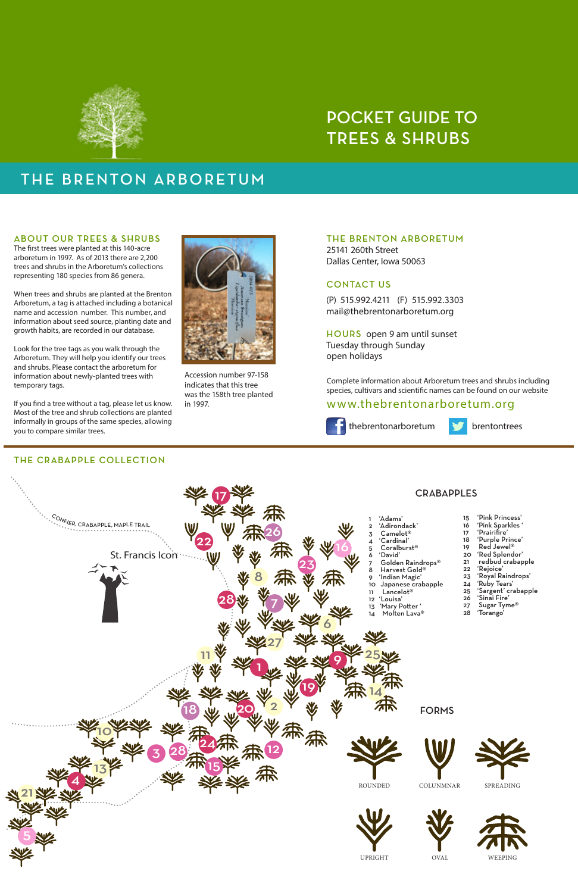# POCKET GUIDE TO TREES & SHRUBS

## THE BRENTON ARBORETUM

### ABOUT OUR TREES & SHRUBS

The first trees were planted at this 140-acre arboretum in 1997. As of 2013 there are 2,200 trees and shrubs in the Arboretum's collections representing 180 species from 86 genera.

When trees and shrubs are planted at the Brenton Arboretum, a tag is attached including a botanical name and accession number. This number, and information about seed source, planting date and growth habits, are recorded in our database.

Look for the tree tags as you walk through the Arboretum. They will help you identify our trees and shrubs. Please contact the arboretum for information about newly-planted trees with temporary tags.

If you find a tree without a tag, please let us know. Most of the tree and shrub collections are planted informally in groups of the same species, allowing you to compare similar trees.

Accession number 97-158 indicates that this tree was the 158th tree planted in 1997.

### THE BRENTON ARBORETUM

25141 260th Street
Dallas Center, Iowa 50063

### CONTACT US

(P) 515.992.4211 (F) 515.992.3303
mail@thebrentonarboretum.org

### HOURS open 9 am until sunset

Tuesday through Sunday
open holidays

Complete information about Arboretum trees and shrubs including species, cultivars and scientific names can be found on our website

www.thebrentonarboretum.org

thebrentonarboretum brentontrees

### THE CRABAPPLE COLLECTION

CONIFER, CRABAPPLE, MAPLE TRAIL

St. Francis Icon

#### CRABAPPLES

1 'Adams'
2 'Adirondack'
3 Camelot®
4 'Cardinal'
5 Coralburst®
6 'David'
7 Golden Raindrops®
8 Harvest Gold®
9 'Indian Magic'
10 Japanese crabapple
11 Lancelot®
12 'Louisa'
13 'Mary Potter'
14 Molten Lava®
15 'Pink Princess'
16 'Pink Sparkles'
17 'Prairifire'
18 'Purple Prince'
19 Red Jewel®
20 'Red Splendor'
21 redbud crabapple
22 'Rejoice'
23 'Royal Raindrops'
24 'Ruby Tears'
25 'Sargent' crabapple
26 'Sinai Fire'
27 Sugar Tyme®
28 'Torango'

#### FORMS

ROUNDED
COLUMNMAR
SPREADING
UPRIGHT
OVAL
WEEPING